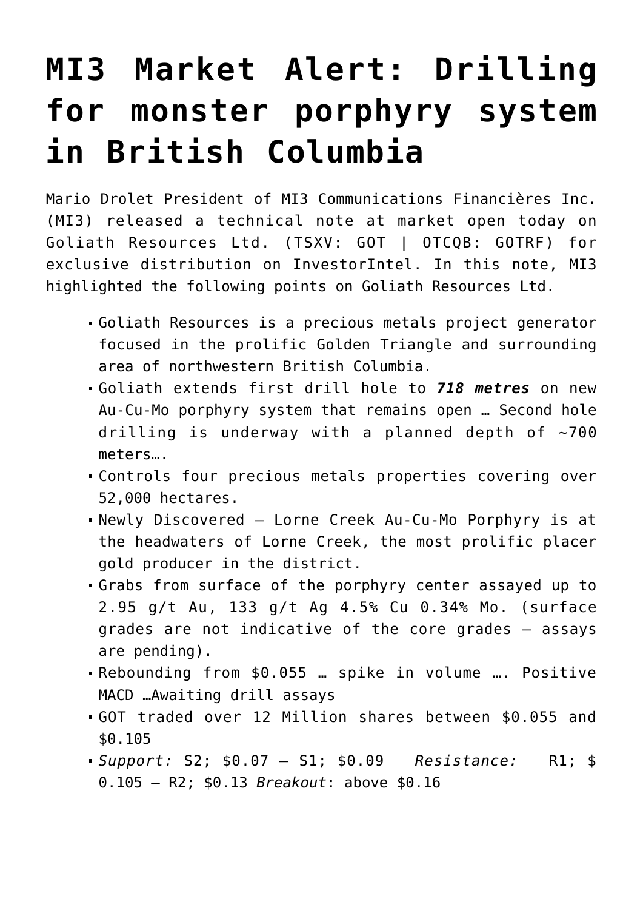# MI3 Market Alert: Drilling for monster porphyry system in British Columbia

Mario Drolet President of MI3 Communications Financières Inc. (MI3) released a technical note at market open today on Goliath Resources Ltd. (TSXV: GOT | OTCQB: GOTRF) for exclusive distribution on InvestorIntel. In this note, MI3 highlighted the following points on Goliath Resources Ltd.

- Goliath Resources is a precious metals project generator focused in the prolific Golden Triangle and surrounding area of northwestern British Columbia.
- Goliath extends first drill hole to ***718 metres*** on new Au-Cu-Mo porphyry system that remains open … Second hole drilling is underway with a planned depth of ~700 meters….
- Controls four precious metals properties covering over 52,000 hectares.
- Newly Discovered – Lorne Creek Au-Cu-Mo Porphyry is at the headwaters of Lorne Creek, the most prolific placer gold producer in the district.
- Grabs from surface of the porphyry center assayed up to 2.95 g/t Au, 133 g/t Ag 4.5% Cu 0.34% Mo. (surface grades are not indicative of the core grades – assays are pending).
- Rebounding from $0.055 … spike in volume …. Positive MACD …Awaiting drill assays
- GOT traded over 12 Million shares between $0.055 and $0.105
- *Support:* S2; $0.07 – S1; $0.09 *Resistance:* R1; $ 0.105 – R2; $0.13 *Breakout*: above $0.16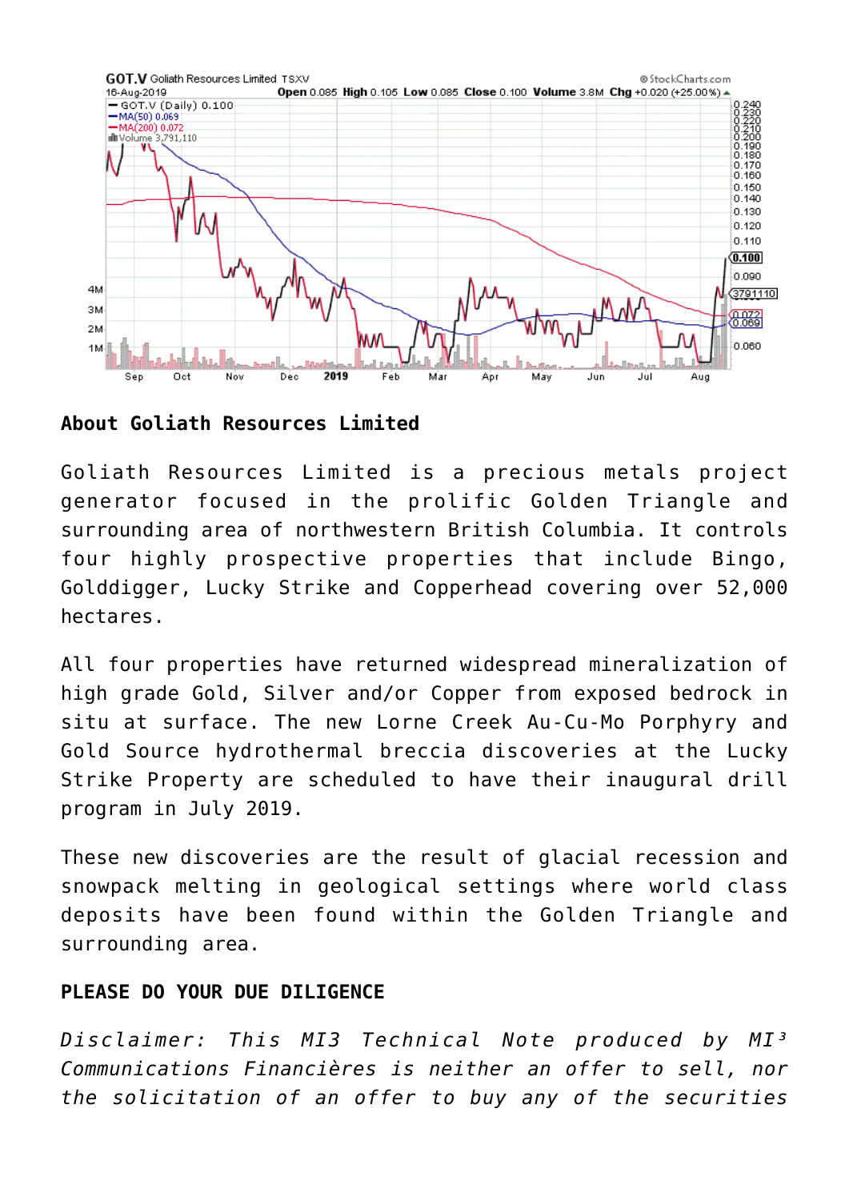**About Goliath Resources Limited**

Goliath Resources Limited is a precious metals project generator focused in the prolific Golden Triangle and surrounding area of northwestern British Columbia. It controls four highly prospective properties that include Bingo, Golddigger, Lucky Strike and Copperhead covering over 52,000 hectares.

All four properties have returned widespread mineralization of high grade Gold, Silver and/or Copper from exposed bedrock in situ at surface. The new Lorne Creek Au-Cu-Mo Porphyry and Gold Source hydrothermal breccia discoveries at the Lucky Strike Property are scheduled to have their inaugural drill program in July 2019.

These new discoveries are the result of glacial recession and snowpack melting in geological settings where world class deposits have been found within the Golden Triangle and surrounding area.

**PLEASE DO YOUR DUE DILIGENCE**

*Disclaimer: This MI3 Technical Note produced by MI³ Communications Financières is neither an offer to sell, nor the solicitation of an offer to buy any of the securities*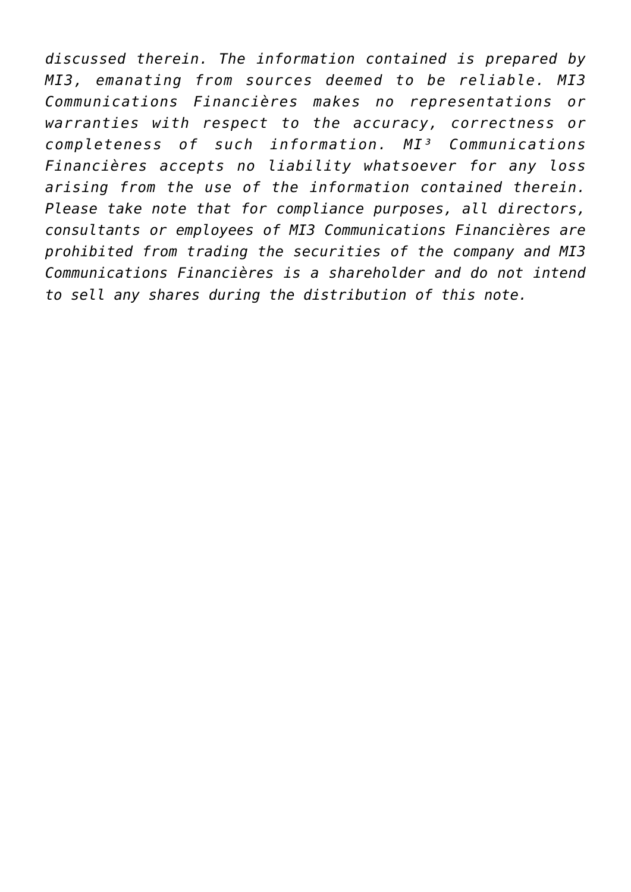*discussed therein. The information contained is prepared by MI3, emanating from sources deemed to be reliable. MI3 Communications Financières makes no representations or warranties with respect to the accuracy, correctness or completeness of such information. MI³ Communications Financières accepts no liability whatsoever for any loss arising from the use of the information contained therein. Please take note that for compliance purposes, all directors, consultants or employees of MI3 Communications Financières are prohibited from trading the securities of the company and MI3 Communications Financières is a shareholder and do not intend to sell any shares during the distribution of this note.*